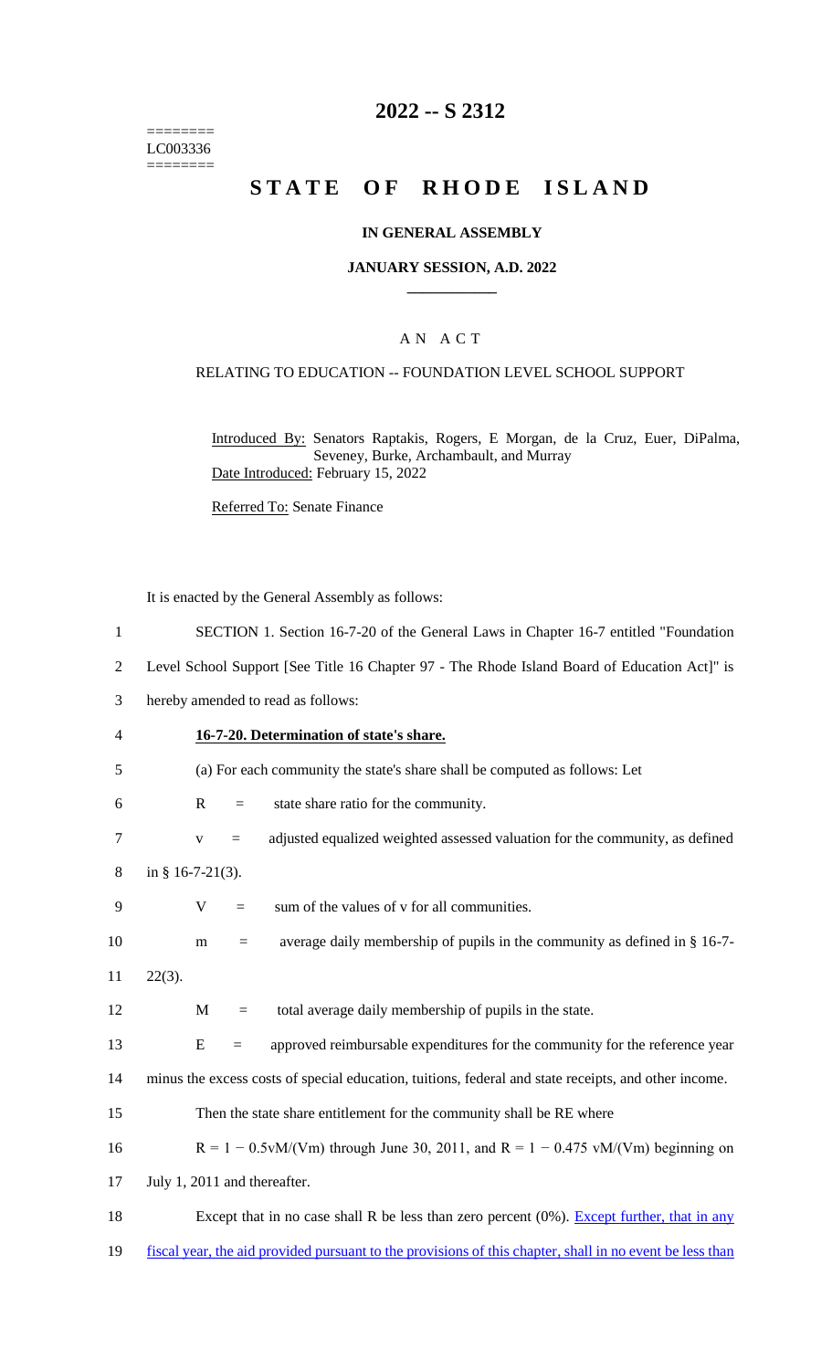========
LC003336
========

# 2022 -- S 2312

# STATE OF RHODE ISLAND

## IN GENERAL ASSEMBLY

### JANUARY SESSION, A.D. 2022

---

### A N A C T

RELATING TO EDUCATION -- FOUNDATION LEVEL SCHOOL SUPPORT

Introduced By: Senators Raptakis, Rogers, E Morgan, de la Cruz, Euer, DiPalma, Seveney, Burke, Archambault, and Murray

Date Introduced: February 15, 2022

Referred To: Senate Finance

It is enacted by the General Assembly as follows:

1 SECTION 1. Section 16-7-20 of the General Laws in Chapter 16-7 entitled "Foundation
2 Level School Support [See Title 16 Chapter 97 - The Rhode Island Board of Education Act]" is
3 hereby amended to read as follows:

4 **16-7-20. Determination of state's share.**

5 (a) For each community the state's share shall be computed as follows: Let

6 R = state share ratio for the community.

7 v = adjusted equalized weighted assessed valuation for the community, as defined
8 in § 16-7-21(3).

9 V = sum of the values of v for all communities.

10 m = average daily membership of pupils in the community as defined in § 16-7-
11 22(3).

12 M = total average daily membership of pupils in the state.

13 E = approved reimbursable expenditures for the community for the reference year
14 minus the excess costs of special education, tuitions, federal and state receipts, and other income.

15 Then the state share entitlement for the community shall be RE where

16 $R = 1 - 0.5vM/(Vm)$ through June 30, 2011, and $R = 1 - 0.475\ vM/(Vm)$ beginning on
17 July 1, 2011 and thereafter.

18 Except that in no case shall R be less than zero percent (0%). Except further, that in any
19 fiscal year, the aid provided pursuant to the provisions of this chapter, shall in no event be less than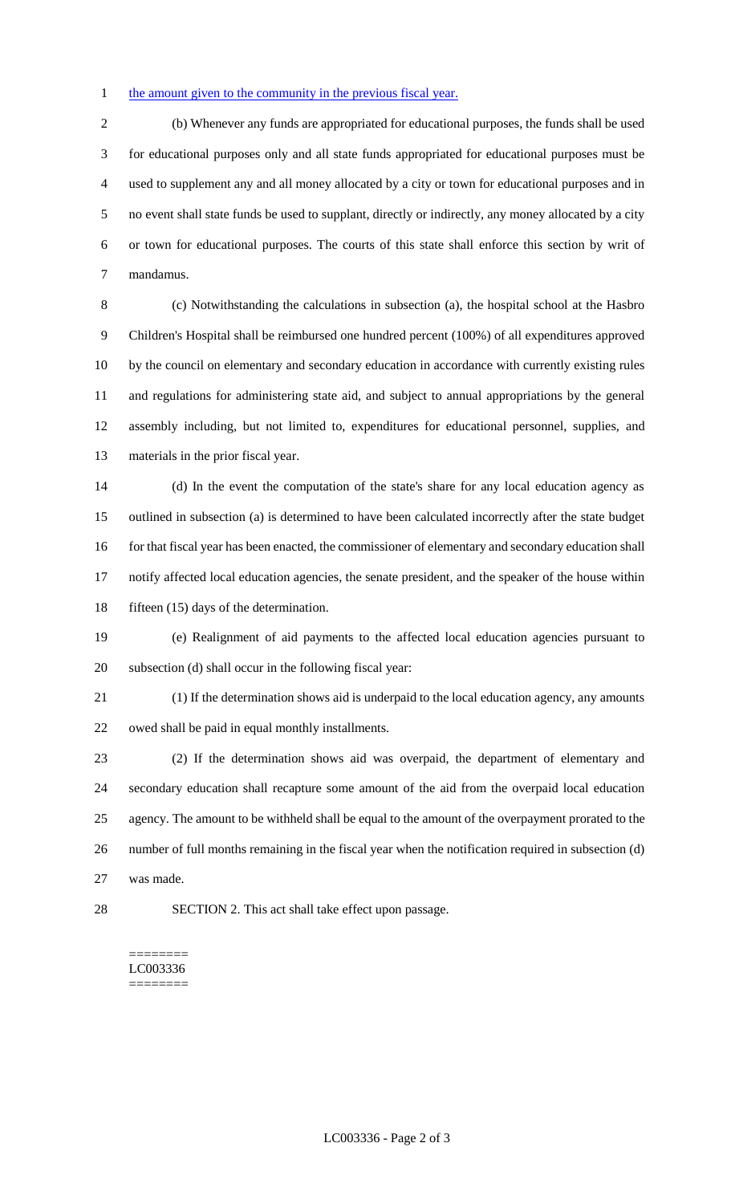the amount given to the community in the previous fiscal year.

(b) Whenever any funds are appropriated for educational purposes, the funds shall be used for educational purposes only and all state funds appropriated for educational purposes must be used to supplement any and all money allocated by a city or town for educational purposes and in no event shall state funds be used to supplant, directly or indirectly, any money allocated by a city or town for educational purposes. The courts of this state shall enforce this section by writ of mandamus.

(c) Notwithstanding the calculations in subsection (a), the hospital school at the Hasbro Children's Hospital shall be reimbursed one hundred percent (100%) of all expenditures approved by the council on elementary and secondary education in accordance with currently existing rules and regulations for administering state aid, and subject to annual appropriations by the general assembly including, but not limited to, expenditures for educational personnel, supplies, and materials in the prior fiscal year.

(d) In the event the computation of the state's share for any local education agency as outlined in subsection (a) is determined to have been calculated incorrectly after the state budget for that fiscal year has been enacted, the commissioner of elementary and secondary education shall notify affected local education agencies, the senate president, and the speaker of the house within fifteen (15) days of the determination.

(e) Realignment of aid payments to the affected local education agencies pursuant to subsection (d) shall occur in the following fiscal year:

(1) If the determination shows aid is underpaid to the local education agency, any amounts owed shall be paid in equal monthly installments.

(2) If the determination shows aid was overpaid, the department of elementary and secondary education shall recapture some amount of the aid from the overpaid local education agency. The amount to be withheld shall be equal to the amount of the overpayment prorated to the number of full months remaining in the fiscal year when the notification required in subsection (d) was made.

SECTION 2. This act shall take effect upon passage.

========
LC003336
========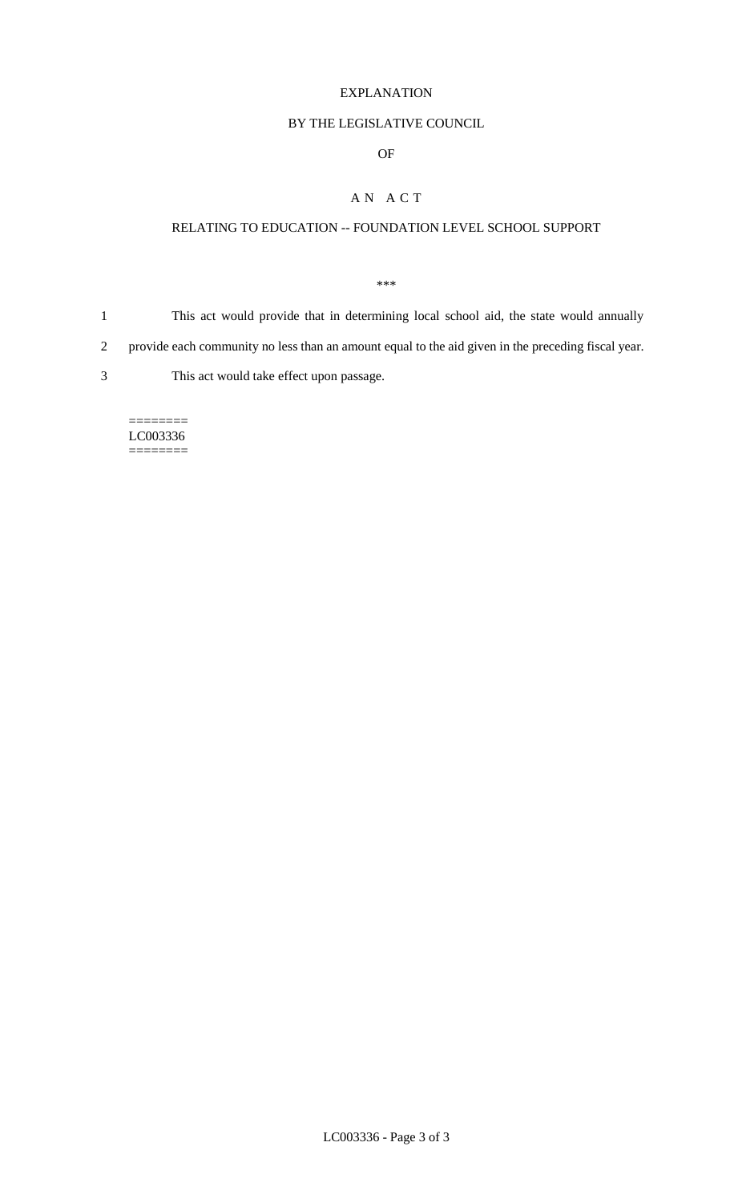EXPLANATION

BY THE LEGISLATIVE COUNCIL

OF

A N A C T

RELATING TO EDUCATION -- FOUNDATION LEVEL SCHOOL SUPPORT

\*\*\*

This act would provide that in determining local school aid, the state would annually provide each community no less than an amount equal to the aid given in the preceding fiscal year.

This act would take effect upon passage.

========
LC003336
========